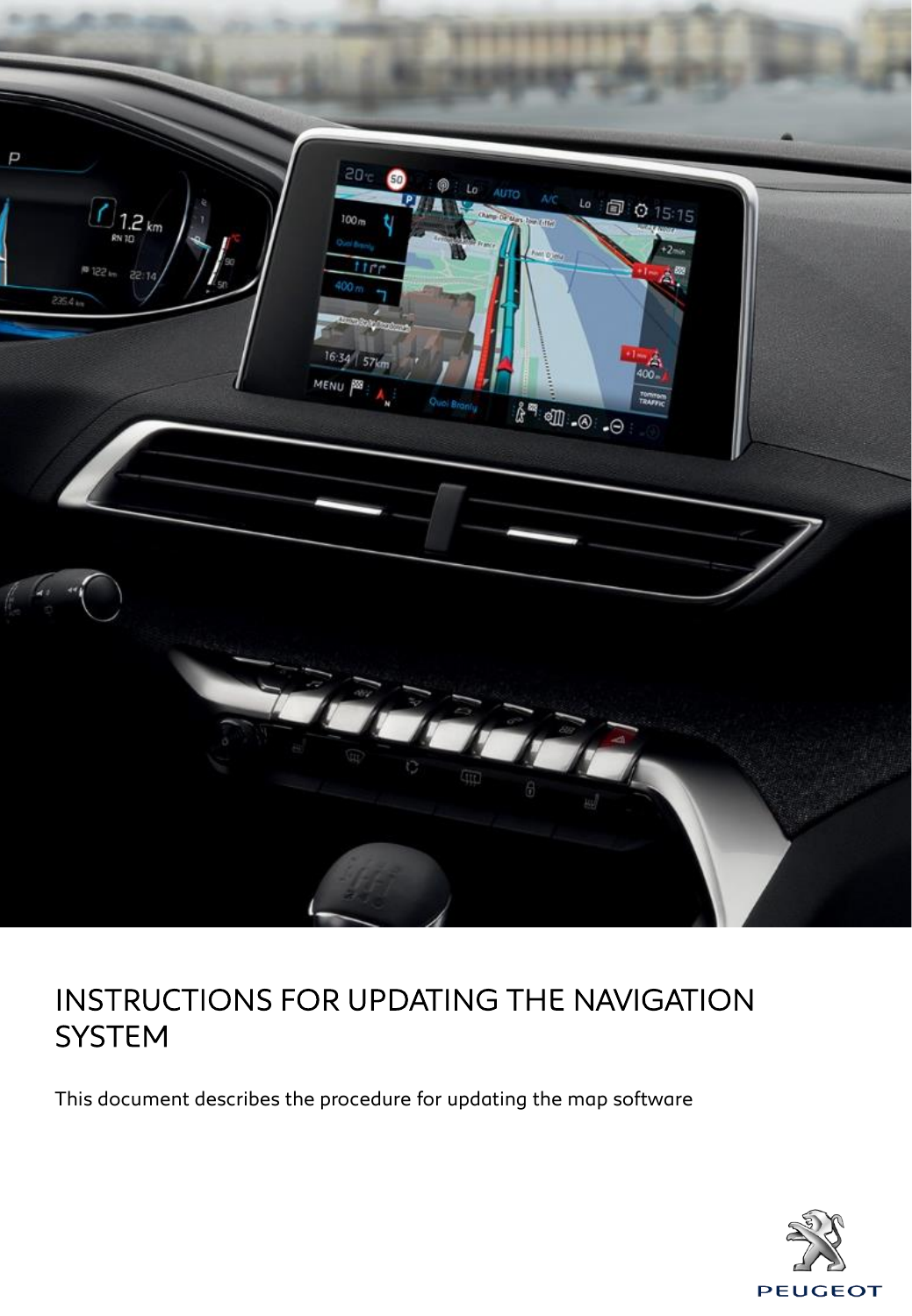# INSTRUCTIONS FOR UPDATING THE NAVIGATION SYSTEM

This document describes the procedure for updating the map software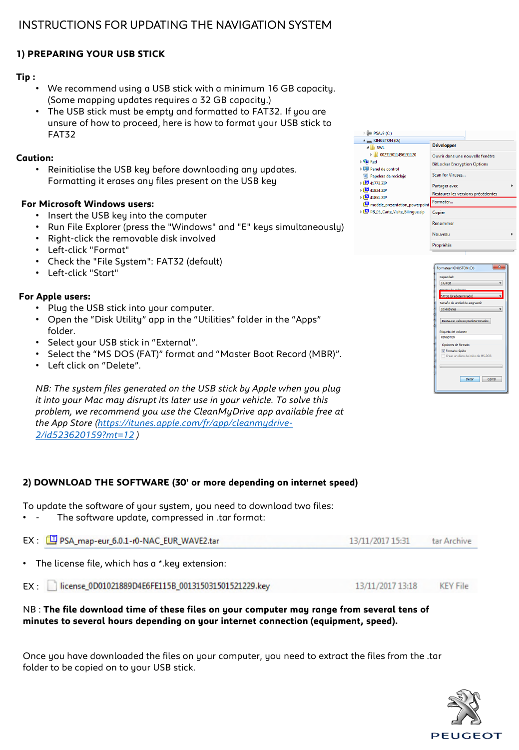# INSTRUCTIONS FOR UPDATING THE NAVIGATION SYSTEM

## 1) PREPARING YOUR USB STICK

**Tip :**

- We recommend using a USB stick with a minimum 16 GB capacity. (Some mapping updates requires a 32 GB capacity.)
- The USB stick must be empty and formatted to FAT32. If you are unsure of how to proceed, here is how to format your USB stick to FAT32

**Caution:**

- Reinitialise the USB key before downloading any updates. Formatting it erases any files present on the USB key

**For Microsoft Windows users:**

- Insert the USB key into the computer
- Run File Explorer (press the "Windows" and "E" keys simultaneously)
- Right-click the removable disk involved
- Left-click "Format"
- Check the "File System": FAT32 (default)
- Left-click "Start"

**For Apple users:**

- Plug the USB stick into your computer.
- Open the “Disk Utility” app in the “Utilities” folder in the “Apps” folder.
- Select your USB stick in “External”.
- Select the “MS DOS (FAT)” format and “Master Boot Record (MBR)”.
- Left click on “Delete”.

*NB: The system files generated on the USB stick by Apple when you plug it into your Mac may disrupt its later use in your vehicle. To solve this problem, we recommend you use the CleanMyDrive app available free at the App Store ([https://itunes.apple.com/fr/app/cleanmydrive-2/id523620159?mt=12](https://itunes.apple.com/fr/app/cleanmydrive-2/id523620159?mt=12) )*

## 2) DOWNLOAD THE SOFTWARE (30' or more depending on internet speed)

To update the software of your system, you need to download two files:

- \- The software update, compressed in .tar format:

EX : PSA_map-eur_6.0.1-r0-NAC_EUR_WAVE2.tar 13/11/2017 15:31 tar Archive

- The license file, which has a *.key extension:

EX : license_0D01021889D4E6FE115B_001315031501521229.key 13/11/2017 13:18 KEY File

NB : **The file download time of these files on your computer may range from several tens of minutes to several hours depending on your internet connection (equipment, speed).**

Once you have downloaded the files on your computer, you need to extract the files from the .tar folder to be copied on to your USB stick.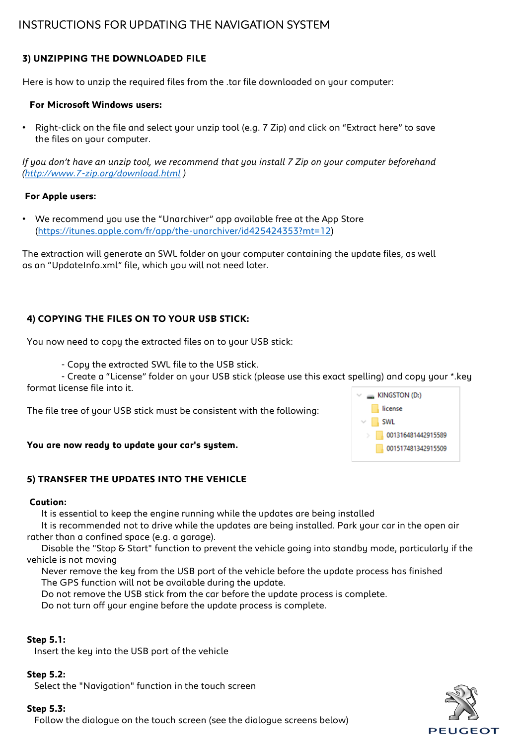# INSTRUCTIONS FOR UPDATING THE NAVIGATION SYSTEM

## 3) UNZIPPING THE DOWNLOADED FILE

Here is how to unzip the required files from the .tar file downloaded on your computer:

**For Microsoft Windows users:**

- Right-click on the file and select your unzip tool (e.g. 7 Zip) and click on “Extract here” to save the files on your computer.

*If you don’t have an unzip tool, we recommend that you install 7 Zip on your computer beforehand (http://www.7-zip.org/download.html )*

**For Apple users:**

- We recommend you use the “Unarchiver” app available free at the App Store (https://itunes.apple.com/fr/app/the-unarchiver/id425424353?mt=12)

The extraction will generate an SWL folder on your computer containing the update files, as well as an “UpdateInfo.xml” file, which you will not need later.

## 4) COPYING THE FILES ON TO YOUR USB STICK:

You now need to copy the extracted files on to your USB stick:

- Copy the extracted SWL file to the USB stick.
- Create a “License” folder on your USB stick (please use this exact spelling) and copy your *.key format license file into it.

The file tree of your USB stick must be consistent with the following:

```
KINGSTON (D:)
  license
  SWL
    001316481442915589
    001517481342915509
```

**You are now ready to update your car's system.**

## 5) TRANSFER THE UPDATES INTO THE VEHICLE

**Caution:**

It is essential to keep the engine running while the updates are being installed

It is recommended not to drive while the updates are being installed. Park your car in the open air rather than a confined space (e.g. a garage).

Disable the "Stop & Start" function to prevent the vehicle going into standby mode, particularly if the vehicle is not moving

Never remove the key from the USB port of the vehicle before the update process has finished

The GPS function will not be available during the update.

Do not remove the USB stick from the car before the update process is complete.

Do not turn off your engine before the update process is complete.

**Step 5.1:**
Insert the key into the USB port of the vehicle

**Step 5.2:**
Select the "Navigation" function in the touch screen

**Step 5.3:**
Follow the dialogue on the touch screen (see the dialogue screens below)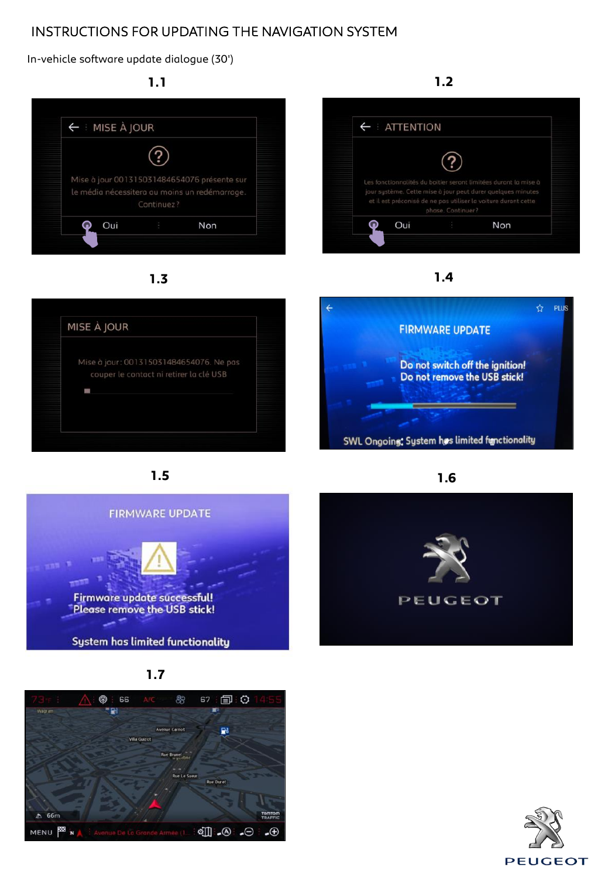# INSTRUCTIONS FOR UPDATING THE NAVIGATION SYSTEM

In-vehicle software update dialogue (30')

**1.1**

MISE À JOUR

Mise à jour 001315031484654076 présente sur le média nécessitera au moins un redémarrage. Continuez ?

Oui | Non

**1.2**

ATTENTION

Les fonctionnalités du boîtier seront limitées durant la mise à jour système. Cette mise à jour peut durer quelques minutes et il est préconisé de ne pas utiliser la voiture durant cette phase. Continuer ?

Oui | Non

**1.3**

MISE À JOUR

Mise à jour : 001315031484654076. Ne pas couper le contact ni retirer la clé USB

**1.4**

FIRMWARE UPDATE

Do not switch off the ignition!
Do not remove the USB stick!

SWL Ongoing: System has limited functionality

**1.5**

FIRMWARE UPDATE

Firmware update successful!
Please remove the USB stick!

System has limited functionality

**1.6**

PEUGEOT

**1.7**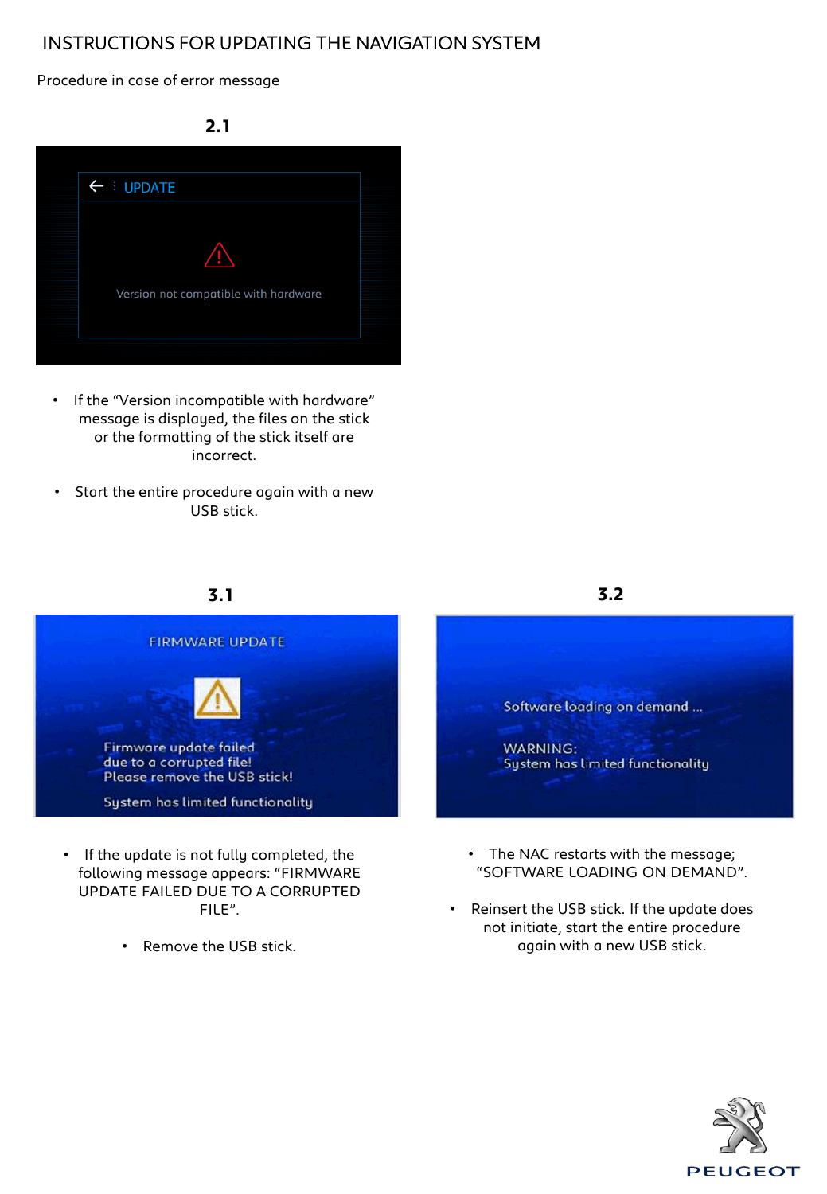# INSTRUCTIONS FOR UPDATING THE NAVIGATION SYSTEM

Procedure in case of error message

## 2.1

UPDATE

Version not compatible with hardware

- If the "Version incompatible with hardware" message is displayed, the files on the stick or the formatting of the stick itself are incorrect.
- Start the entire procedure again with a new USB stick.

## 3.1

FIRMWARE UPDATE

Firmware update failed due to a corrupted file! Please remove the USB stick!

System has limited functionality

- If the update is not fully completed, the following message appears: "FIRMWARE UPDATE FAILED DUE TO A CORRUPTED FILE".
- Remove the USB stick.

## 3.2

Software loading on demand ...

WARNING: System has limited functionality

- The NAC restarts with the message; "SOFTWARE LOADING ON DEMAND".
- Reinsert the USB stick. If the update does not initiate, start the entire procedure again with a new USB stick.

PEUGEOT